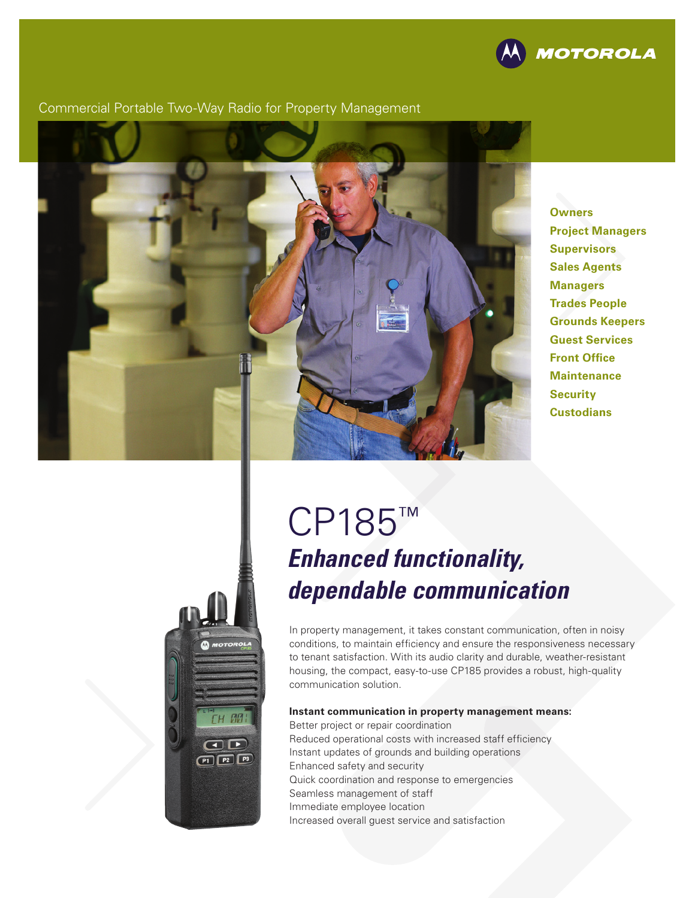Commercial Portable Two-Way Radio for Property Management

**Owners**
**Project Managers**
**Supervisors**
**Sales Agents**
**Managers**
**Trades People**
**Grounds Keepers**
**Guest Services**
**Front Office**
**Maintenance**
**Security**
**Custodians**

# CP185™

## *Enhanced functionality, dependable communication*

In property management, it takes constant communication, often in noisy conditions, to maintain efficiency and ensure the responsiveness necessary to tenant satisfaction. With its audio clarity and durable, weather-resistant housing, the compact, easy-to-use CP185 provides a robust, high-quality communication solution.

**Instant communication in property management means:**

Better project or repair coordination
Reduced operational costs with increased staff efficiency
Instant updates of grounds and building operations
Enhanced safety and security
Quick coordination and response to emergencies
Seamless management of staff
Immediate employee location
Increased overall guest service and satisfaction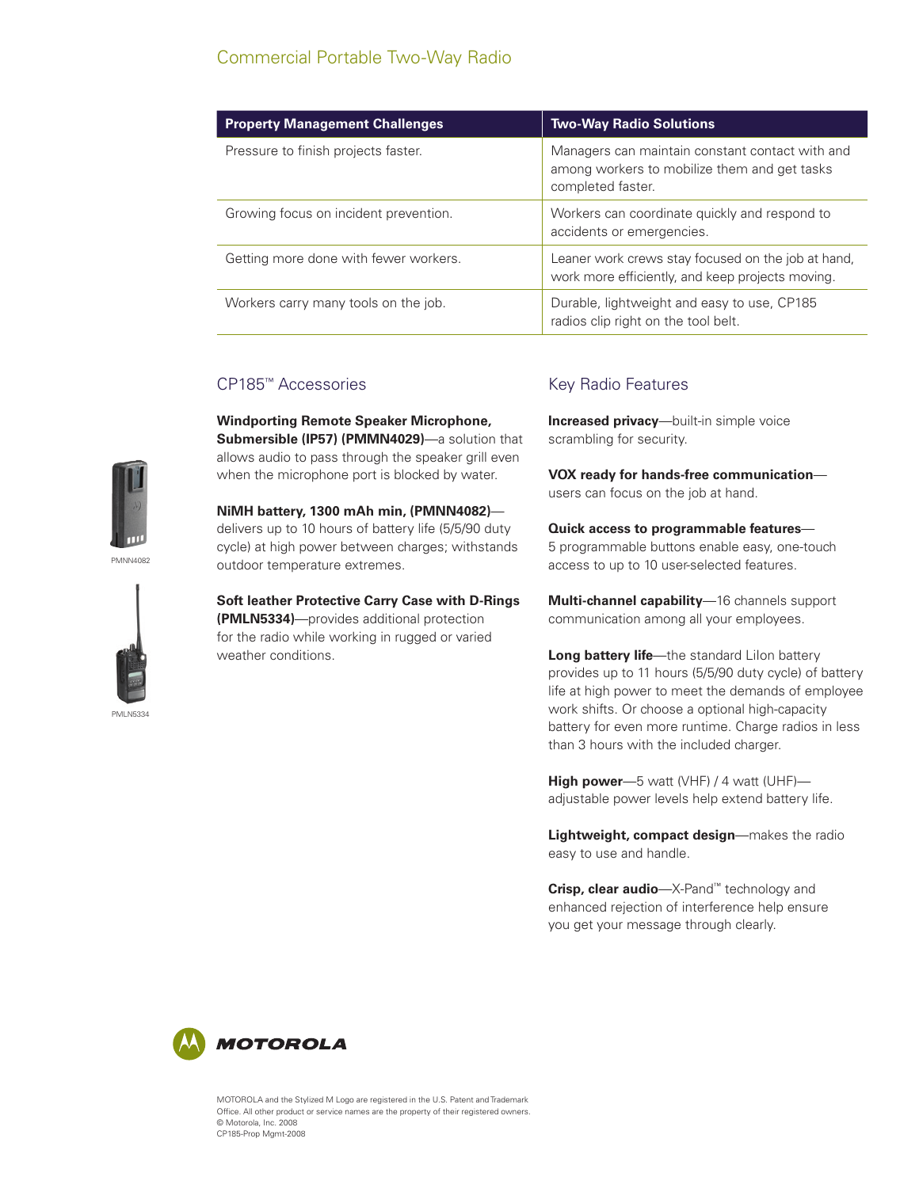## Commercial Portable Two-Way Radio

| Property Management Challenges | Two-Way Radio Solutions |
| --- | --- |
| Pressure to finish projects faster. | Managers can maintain constant contact with and among workers to mobilize them and get tasks completed faster. |
| Growing focus on incident prevention. | Workers can coordinate quickly and respond to accidents or emergencies. |
| Getting more done with fewer workers. | Leaner work crews stay focused on the job at hand, work more efficiently, and keep projects moving. |
| Workers carry many tools on the job. | Durable, lightweight and easy to use, CP185 radios clip right on the tool belt. |

### CP185™ Accessories

**Windporting Remote Speaker Microphone, Submersible (IP57) (PMMN4029)**—a solution that allows audio to pass through the speaker grill even when the microphone port is blocked by water.

**NiMH battery, 1300 mAh min, (PMNN4082)**—delivers up to 10 hours of battery life (5/5/90 duty cycle) at high power between charges; withstands outdoor temperature extremes.

**Soft leather Protective Carry Case with D-Rings (PMLN5334)**—provides additional protection for the radio while working in rugged or varied weather conditions.

PMNN4082

PMLN5334

### Key Radio Features

**Increased privacy**—built-in simple voice scrambling for security.

**VOX ready for hands-free communication**—users can focus on the job at hand.

**Quick access to programmable features**—5 programmable buttons enable easy, one-touch access to up to 10 user-selected features.

**Multi-channel capability**—16 channels support communication among all your employees.

**Long battery life**—the standard LiIon battery provides up to 11 hours (5/5/90 duty cycle) of battery life at high power to meet the demands of employee work shifts. Or choose a optional high-capacity battery for even more runtime. Charge radios in less than 3 hours with the included charger.

**High power**—5 watt (VHF) / 4 watt (UHF)—adjustable power levels help extend battery life.

**Lightweight, compact design**—makes the radio easy to use and handle.

**Crisp, clear audio**—X-Pand™ technology and enhanced rejection of interference help ensure you get your message through clearly.

MOTOROLA

MOTOROLA and the Stylized M Logo are registered in the U.S. Patent and Trademark Office. All other product or service names are the property of their registered owners.
© Motorola, Inc. 2008
CP185-Prop Mgmt-2008